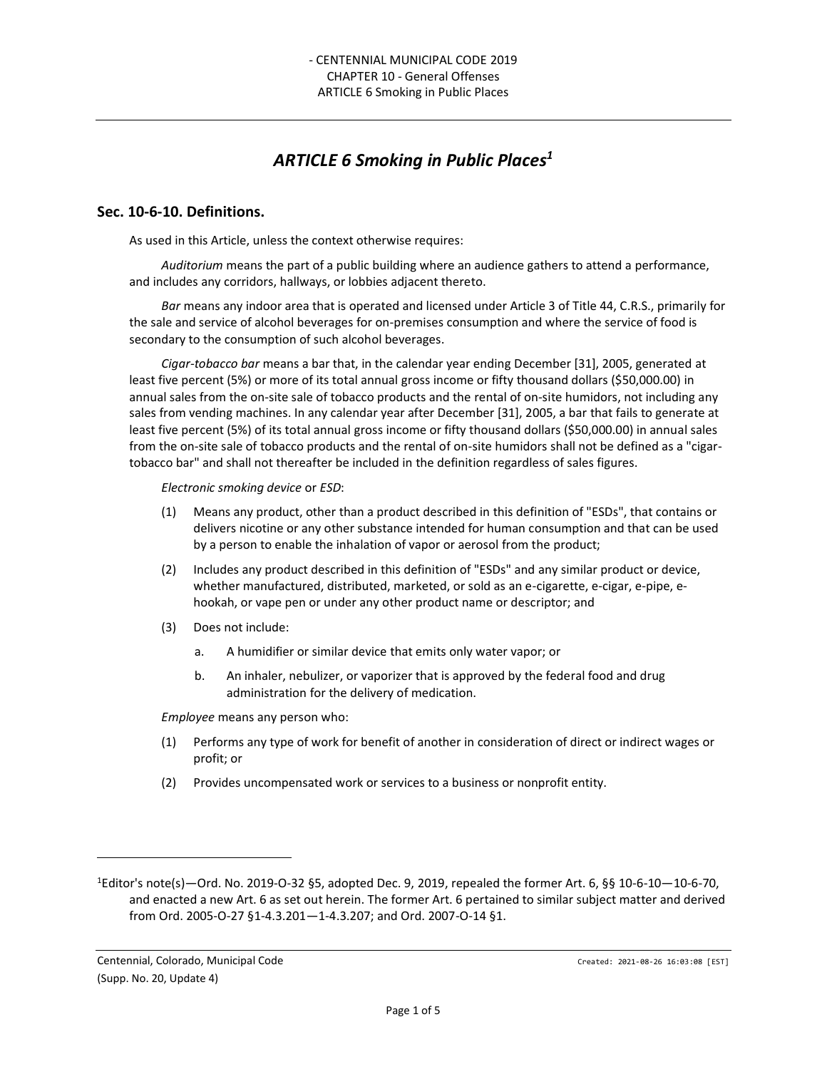// ARTICLE 6 Smoking in Public Places[1]

## Sec. 10-6-10. Definitions.

As used in this Article, unless the context otherwise requires:

*Auditorium* means the part of a public building where an audience gathers to attend a performance, and includes any corridors, hallways, or lobbies adjacent thereto.

*Bar* means any indoor area that is operated and licensed under Article 3 of Title 44, C.R.S., primarily for the sale and service of alcohol beverages for on-premises consumption and where the service of food is secondary to the consumption of such alcohol beverages.

*Cigar-tobacco bar* means a bar that, in the calendar year ending December [31], 2005, generated at least five percent (5%) or more of its total annual gross income or fifty thousand dollars ($50,000.00) in annual sales from the on-site sale of tobacco products and the rental of on-site humidors, not including any sales from vending machines. In any calendar year after December [31], 2005, a bar that fails to generate at least five percent (5%) of its total annual gross income or fifty thousand dollars ($50,000.00) in annual sales from the on-site sale of tobacco products and the rental of on-site humidors shall not be defined as a "cigar-tobacco bar" and shall not thereafter be included in the definition regardless of sales figures.

*Electronic smoking device* or *ESD*:

(1) Means any product, other than a product described in this definition of "ESDs", that contains or delivers nicotine or any other substance intended for human consumption and that can be used by a person to enable the inhalation of vapor or aerosol from the product;

(2) Includes any product described in this definition of "ESDs" and any similar product or device, whether manufactured, distributed, marketed, or sold as an e-cigarette, e-cigar, e-pipe, e-hookah, or vape pen or under any other product name or descriptor; and

(3) Does not include:

   a. A humidifier or similar device that emits only water vapor; or

   b. An inhaler, nebulizer, or vaporizer that is approved by the federal food and drug administration for the delivery of medication.

*Employee* means any person who:

(1) Performs any type of work for benefit of another in consideration of direct or indirect wages or profit; or

(2) Provides uncompensated work or services to a business or nonprofit entity.

---

[1]Editor's note(s)—Ord. No. 2019-O-32 §5, adopted Dec. 9, 2019, repealed the former Art. 6, §§ 10-6-10—10-6-70, and enacted a new Art. 6 as set out herein. The former Art. 6 pertained to similar subject matter and derived from Ord. 2005-O-27 §1-4.3.201—1-4.3.207; and Ord. 2007-O-14 §1.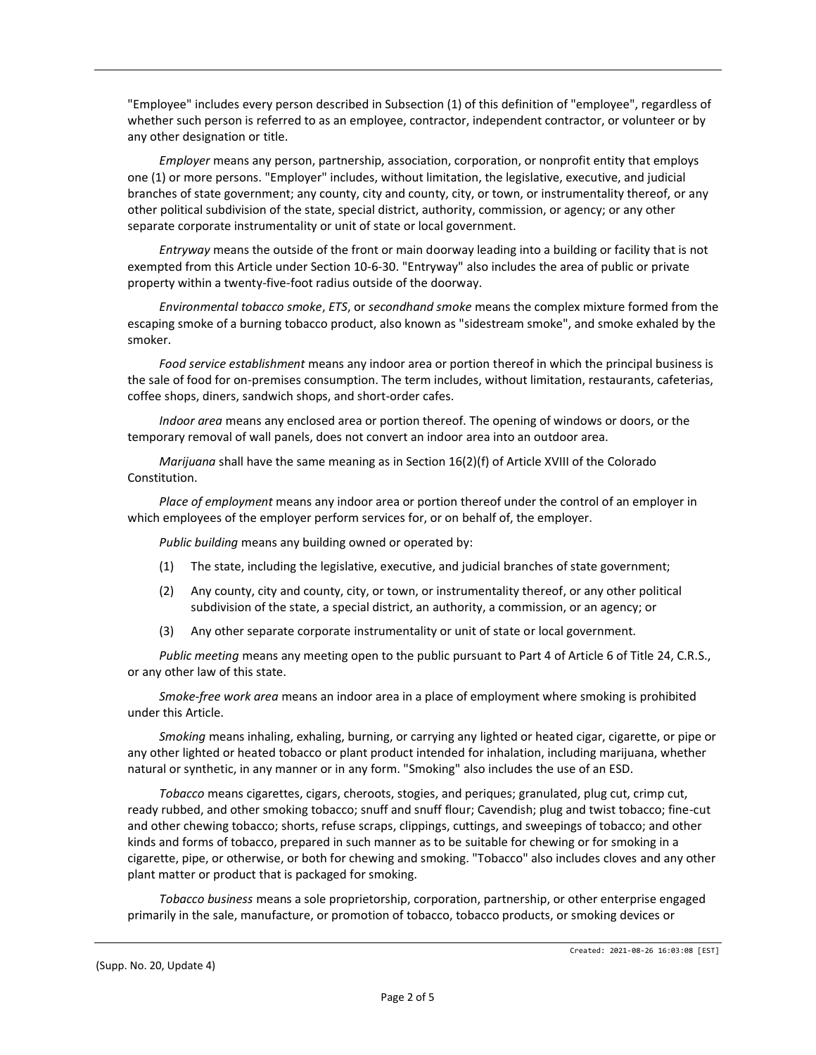"Employee" includes every person described in Subsection (1) of this definition of "employee", regardless of whether such person is referred to as an employee, contractor, independent contractor, or volunteer or by any other designation or title.

*Employer* means any person, partnership, association, corporation, or nonprofit entity that employs one (1) or more persons. "Employer" includes, without limitation, the legislative, executive, and judicial branches of state government; any county, city and county, city, or town, or instrumentality thereof, or any other political subdivision of the state, special district, authority, commission, or agency; or any other separate corporate instrumentality or unit of state or local government.

*Entryway* means the outside of the front or main doorway leading into a building or facility that is not exempted from this Article under Section 10-6-30. "Entryway" also includes the area of public or private property within a twenty-five-foot radius outside of the doorway.

*Environmental tobacco smoke*, *ETS*, or *secondhand smoke* means the complex mixture formed from the escaping smoke of a burning tobacco product, also known as "sidestream smoke", and smoke exhaled by the smoker.

*Food service establishment* means any indoor area or portion thereof in which the principal business is the sale of food for on-premises consumption. The term includes, without limitation, restaurants, cafeterias, coffee shops, diners, sandwich shops, and short-order cafes.

*Indoor area* means any enclosed area or portion thereof. The opening of windows or doors, or the temporary removal of wall panels, does not convert an indoor area into an outdoor area.

*Marijuana* shall have the same meaning as in Section 16(2)(f) of Article XVIII of the Colorado Constitution.

*Place of employment* means any indoor area or portion thereof under the control of an employer in which employees of the employer perform services for, or on behalf of, the employer.

*Public building* means any building owned or operated by:

(1) The state, including the legislative, executive, and judicial branches of state government;

(2) Any county, city and county, city, or town, or instrumentality thereof, or any other political subdivision of the state, a special district, an authority, a commission, or an agency; or

(3) Any other separate corporate instrumentality or unit of state or local government.

*Public meeting* means any meeting open to the public pursuant to Part 4 of Article 6 of Title 24, C.R.S., or any other law of this state.

*Smoke-free work area* means an indoor area in a place of employment where smoking is prohibited under this Article.

*Smoking* means inhaling, exhaling, burning, or carrying any lighted or heated cigar, cigarette, or pipe or any other lighted or heated tobacco or plant product intended for inhalation, including marijuana, whether natural or synthetic, in any manner or in any form. "Smoking" also includes the use of an ESD.

*Tobacco* means cigarettes, cigars, cheroots, stogies, and periques; granulated, plug cut, crimp cut, ready rubbed, and other smoking tobacco; snuff and snuff flour; Cavendish; plug and twist tobacco; fine-cut and other chewing tobacco; shorts, refuse scraps, clippings, cuttings, and sweepings of tobacco; and other kinds and forms of tobacco, prepared in such manner as to be suitable for chewing or for smoking in a cigarette, pipe, or otherwise, or both for chewing and smoking. "Tobacco" also includes cloves and any other plant matter or product that is packaged for smoking.

*Tobacco business* means a sole proprietorship, corporation, partnership, or other enterprise engaged primarily in the sale, manufacture, or promotion of tobacco, tobacco products, or smoking devices or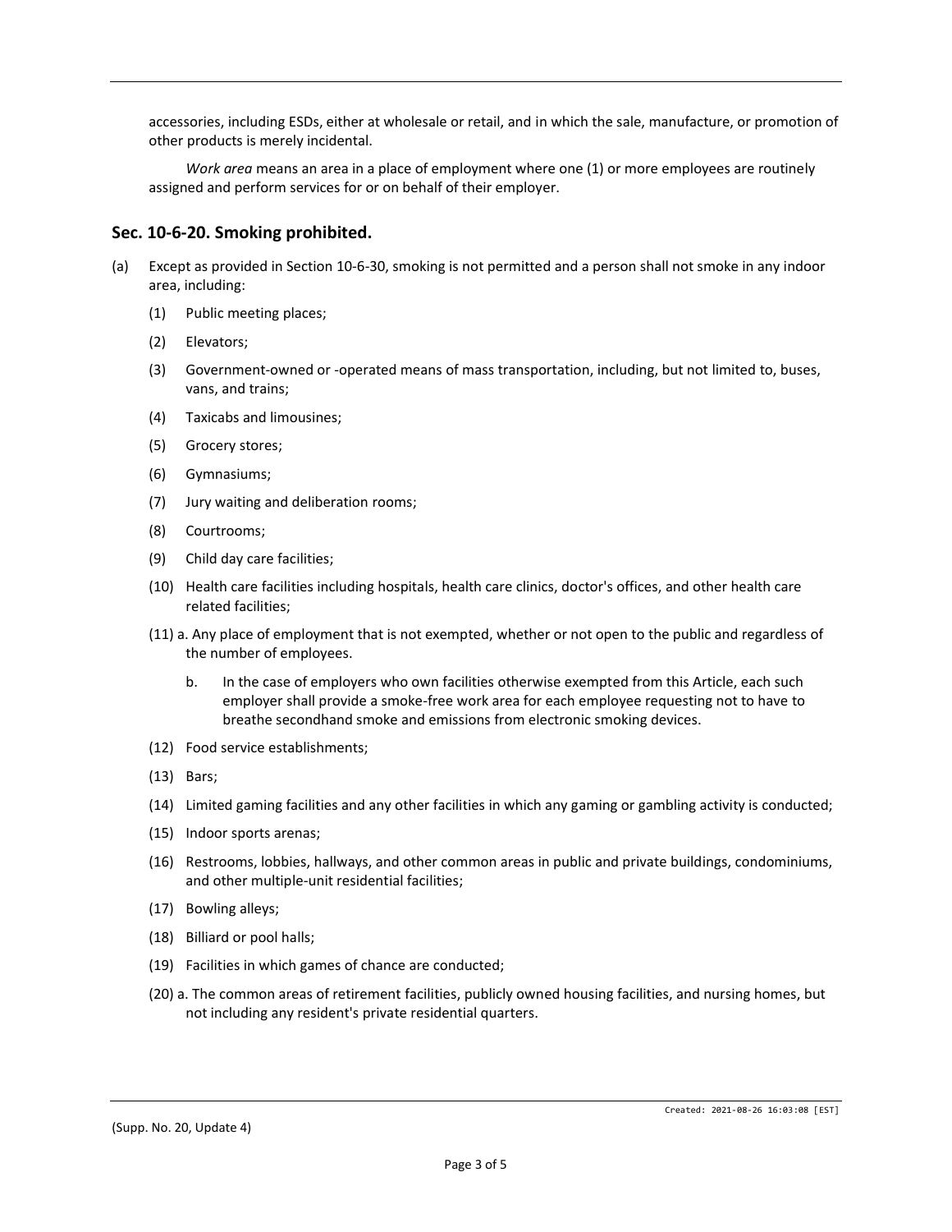accessories, including ESDs, either at wholesale or retail, and in which the sale, manufacture, or promotion of other products is merely incidental.

*Work area* means an area in a place of employment where one (1) or more employees are routinely assigned and perform services for or on behalf of their employer.

## Sec. 10-6-20. Smoking prohibited.

(a) Except as provided in Section 10-6-30, smoking is not permitted and a person shall not smoke in any indoor area, including:

(1) Public meeting places;

(2) Elevators;

(3) Government-owned or -operated means of mass transportation, including, but not limited to, buses, vans, and trains;

(4) Taxicabs and limousines;

(5) Grocery stores;

(6) Gymnasiums;

(7) Jury waiting and deliberation rooms;

(8) Courtrooms;

(9) Child day care facilities;

(10) Health care facilities including hospitals, health care clinics, doctor's offices, and other health care related facilities;

(11) a. Any place of employment that is not exempted, whether or not open to the public and regardless of the number of employees.

b. In the case of employers who own facilities otherwise exempted from this Article, each such employer shall provide a smoke-free work area for each employee requesting not to have to breathe secondhand smoke and emissions from electronic smoking devices.

(12) Food service establishments;

(13) Bars;

(14) Limited gaming facilities and any other facilities in which any gaming or gambling activity is conducted;

(15) Indoor sports arenas;

(16) Restrooms, lobbies, hallways, and other common areas in public and private buildings, condominiums, and other multiple-unit residential facilities;

(17) Bowling alleys;

(18) Billiard or pool halls;

(19) Facilities in which games of chance are conducted;

(20) a. The common areas of retirement facilities, publicly owned housing facilities, and nursing homes, but not including any resident's private residential quarters.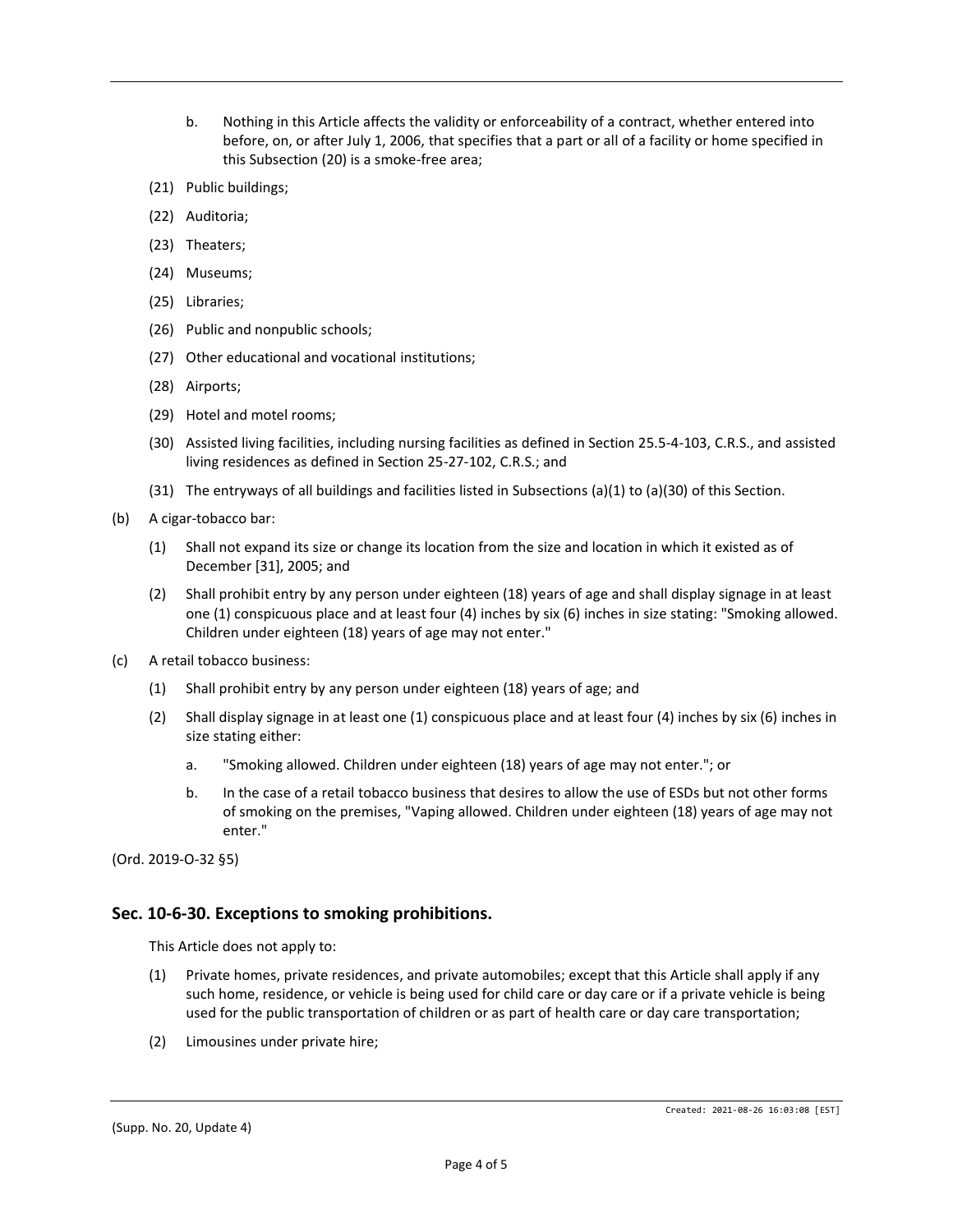b. Nothing in this Article affects the validity or enforceability of a contract, whether entered into before, on, or after July 1, 2006, that specifies that a part or all of a facility or home specified in this Subsection (20) is a smoke-free area;

(21) Public buildings;

(22) Auditoria;

(23) Theaters;

(24) Museums;

(25) Libraries;

(26) Public and nonpublic schools;

(27) Other educational and vocational institutions;

(28) Airports;

(29) Hotel and motel rooms;

(30) Assisted living facilities, including nursing facilities as defined in Section 25.5-4-103, C.R.S., and assisted living residences as defined in Section 25-27-102, C.R.S.; and

(31) The entryways of all buildings and facilities listed in Subsections (a)(1) to (a)(30) of this Section.

(b) A cigar-tobacco bar:

(1) Shall not expand its size or change its location from the size and location in which it existed as of December [31], 2005; and

(2) Shall prohibit entry by any person under eighteen (18) years of age and shall display signage in at least one (1) conspicuous place and at least four (4) inches by six (6) inches in size stating: "Smoking allowed. Children under eighteen (18) years of age may not enter."

(c) A retail tobacco business:

(1) Shall prohibit entry by any person under eighteen (18) years of age; and

(2) Shall display signage in at least one (1) conspicuous place and at least four (4) inches by six (6) inches in size stating either:

a. "Smoking allowed. Children under eighteen (18) years of age may not enter."; or

b. In the case of a retail tobacco business that desires to allow the use of ESDs but not other forms of smoking on the premises, "Vaping allowed. Children under eighteen (18) years of age may not enter."

(Ord. 2019-O-32 §5)

## Sec. 10-6-30. Exceptions to smoking prohibitions.

This Article does not apply to:

(1) Private homes, private residences, and private automobiles; except that this Article shall apply if any such home, residence, or vehicle is being used for child care or day care or if a private vehicle is being used for the public transportation of children or as part of health care or day care transportation;

(2) Limousines under private hire;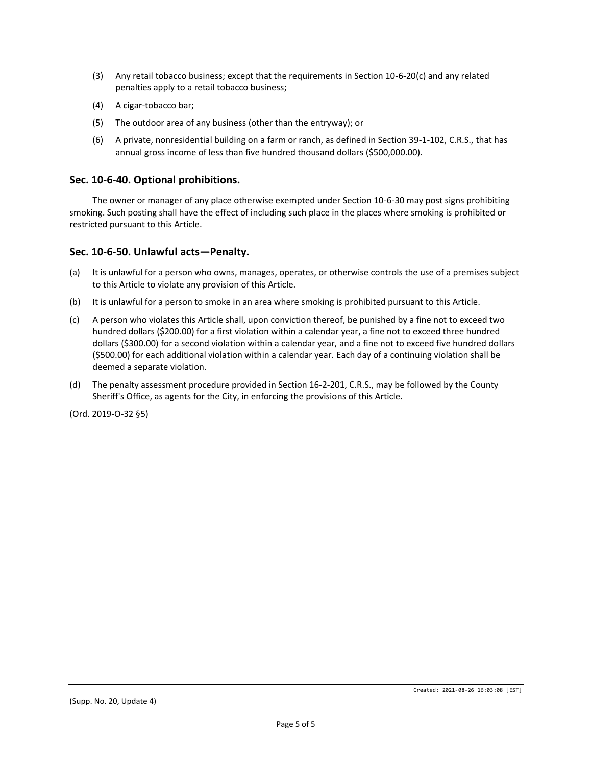(3) Any retail tobacco business; except that the requirements in Section 10-6-20(c) and any related penalties apply to a retail tobacco business;

(4) A cigar-tobacco bar;

(5) The outdoor area of any business (other than the entryway); or

(6) A private, nonresidential building on a farm or ranch, as defined in Section 39-1-102, C.R.S., that has annual gross income of less than five hundred thousand dollars ($500,000.00).

### Sec. 10-6-40. Optional prohibitions.

The owner or manager of any place otherwise exempted under Section 10-6-30 may post signs prohibiting smoking. Such posting shall have the effect of including such place in the places where smoking is prohibited or restricted pursuant to this Article.

### Sec. 10-6-50. Unlawful acts—Penalty.

(a) It is unlawful for a person who owns, manages, operates, or otherwise controls the use of a premises subject to this Article to violate any provision of this Article.

(b) It is unlawful for a person to smoke in an area where smoking is prohibited pursuant to this Article.

(c) A person who violates this Article shall, upon conviction thereof, be punished by a fine not to exceed two hundred dollars ($200.00) for a first violation within a calendar year, a fine not to exceed three hundred dollars ($300.00) for a second violation within a calendar year, and a fine not to exceed five hundred dollars ($500.00) for each additional violation within a calendar year. Each day of a continuing violation shall be deemed a separate violation.

(d) The penalty assessment procedure provided in Section 16-2-201, C.R.S., may be followed by the County Sheriff's Office, as agents for the City, in enforcing the provisions of this Article.

(Ord. 2019-O-32 §5)